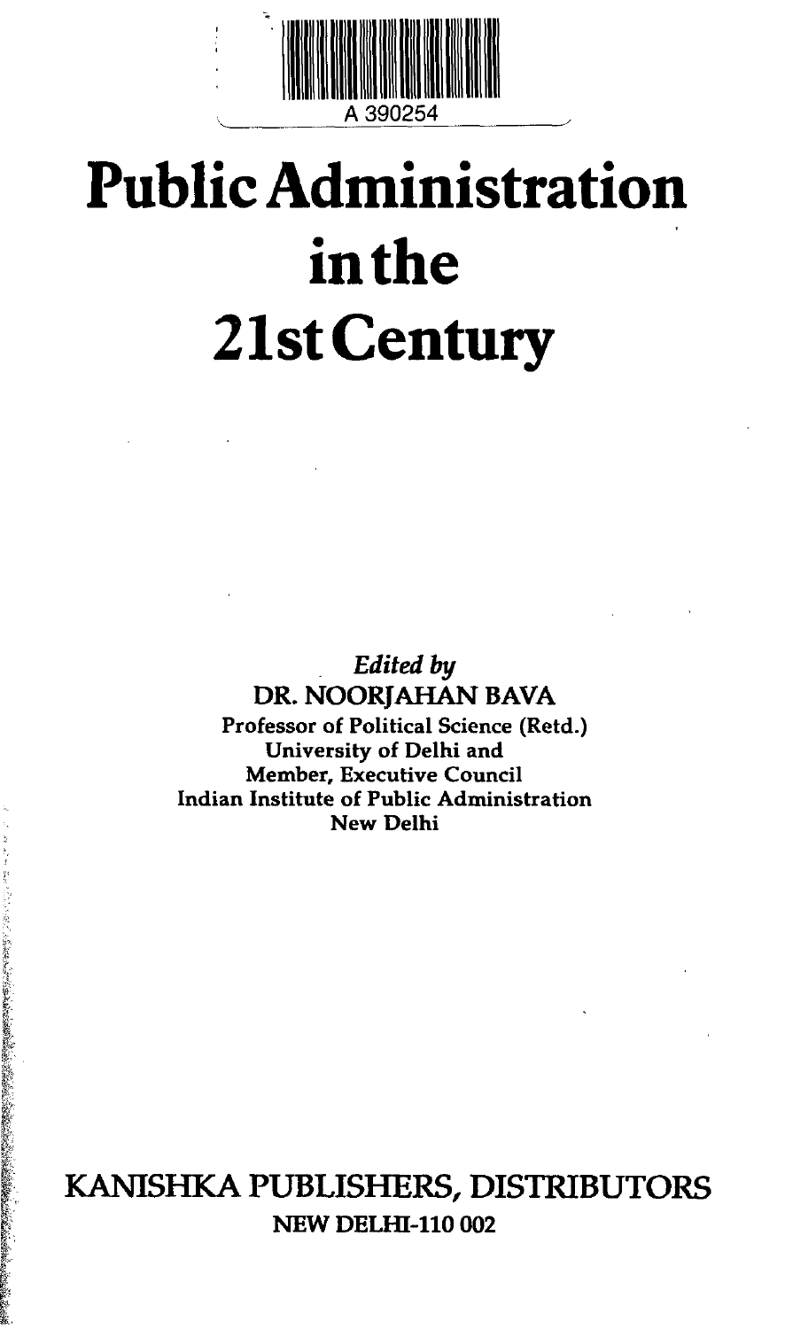A 390254

# Public Administration in the 21st Century

*Edited by*

**DR. NOORJAHAN BAVA**

**Professor of Political Science (Retd.)**
**University of Delhi and**
**Member, Executive Council**
**Indian Institute of Public Administration**
**New Delhi**

## KANISHKA PUBLISHERS, DISTRIBUTORS

**NEW DELHI-110 002**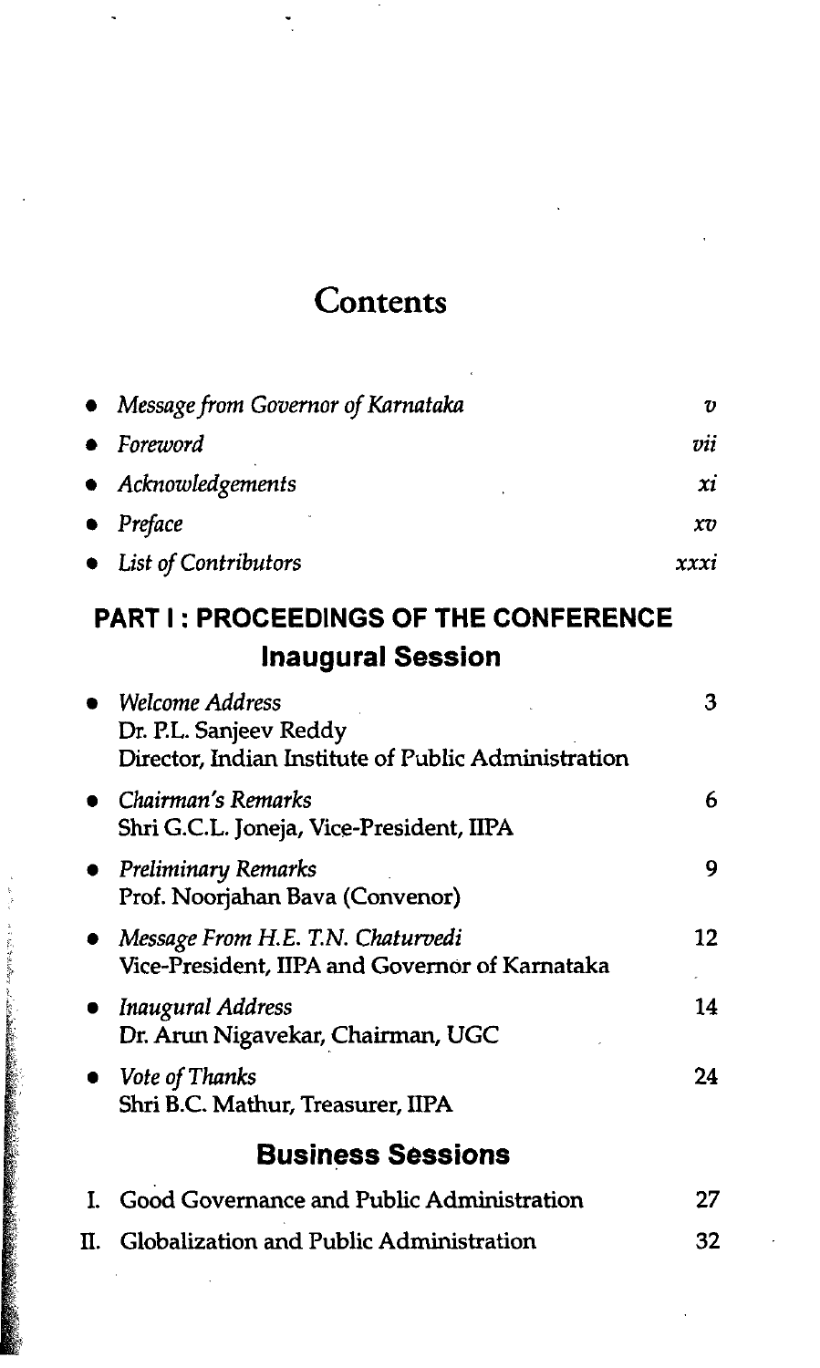# Contents

- *Message from Governor of Karnataka* — *v*
- *Foreword* — *vii*
- *Acknowledgements* — *xi*
- *Preface* — *xv*
- *List of Contributors* — *xxxi*

## PART I : PROCEEDINGS OF THE CONFERENCE

### Inaugural Session

- *Welcome Address* — 3
  Dr. P.L. Sanjeev Reddy
  Director, Indian Institute of Public Administration
- *Chairman's Remarks* — 6
  Shri G.C.L. Joneja, Vice-President, IIPA
- *Preliminary Remarks* — 9
  Prof. Noorjahan Bava (Convenor)
- *Message From H.E. T.N. Chaturvedi* — 12
  Vice-President, IIPA and Governor of Karnataka
- *Inaugural Address* — 14
  Dr. Arun Nigavekar, Chairman, UGC
- *Vote of Thanks* — 24
  Shri B.C. Mathur, Treasurer, IIPA

### Business Sessions

I. Good Governance and Public Administration — 27

II. Globalization and Public Administration — 32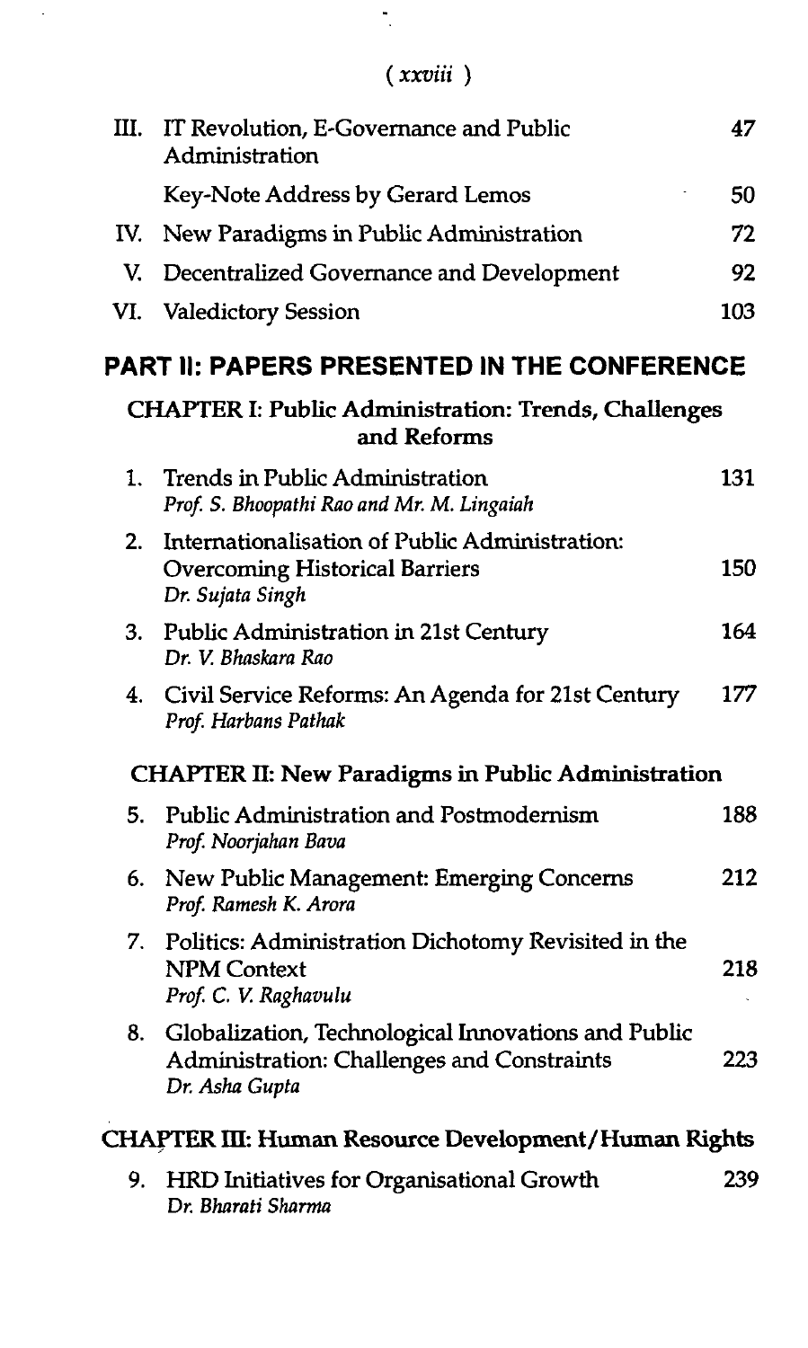| | | |
|---|---|---|
| III. | IT Revolution, E-Governance and Public Administration | 47 |
| | Key-Note Address by Gerard Lemos | 50 |
| IV. | New Paradigms in Public Administration | 72 |
| V. | Decentralized Governance and Development | 92 |
| VI. | Valedictory Session | 103 |

## PART II: PAPERS PRESENTED IN THE CONFERENCE

### CHAPTER I: Public Administration: Trends, Challenges and Reforms

| | | |
|---|---|---|
| 1. | Trends in Public Administration<br>*Prof. S. Bhoopathi Rao and Mr. M. Lingaiah* | 131 |
| 2. | Internationalisation of Public Administration: Overcoming Historical Barriers<br>*Dr. Sujata Singh* | 150 |
| 3. | Public Administration in 21st Century<br>*Dr. V. Bhaskara Rao* | 164 |
| 4. | Civil Service Reforms: An Agenda for 21st Century<br>*Prof. Harbans Pathak* | 177 |

### CHAPTER II: New Paradigms in Public Administration

| | | |
|---|---|---|
| 5. | Public Administration and Postmodernism<br>*Prof. Noorjahan Bava* | 188 |
| 6. | New Public Management: Emerging Concerns<br>*Prof. Ramesh K. Arora* | 212 |
| 7. | Politics: Administration Dichotomy Revisited in the NPM Context<br>*Prof. C. V. Raghavulu* | 218 |
| 8. | Globalization, Technological Innovations and Public Administration: Challenges and Constraints<br>*Dr. Asha Gupta* | 223 |

### CHAPTER III: Human Resource Development/Human Rights

| | | |
|---|---|---|
| 9. | HRD Initiatives for Organisational Growth<br>*Dr. Bharati Sharma* | 239 |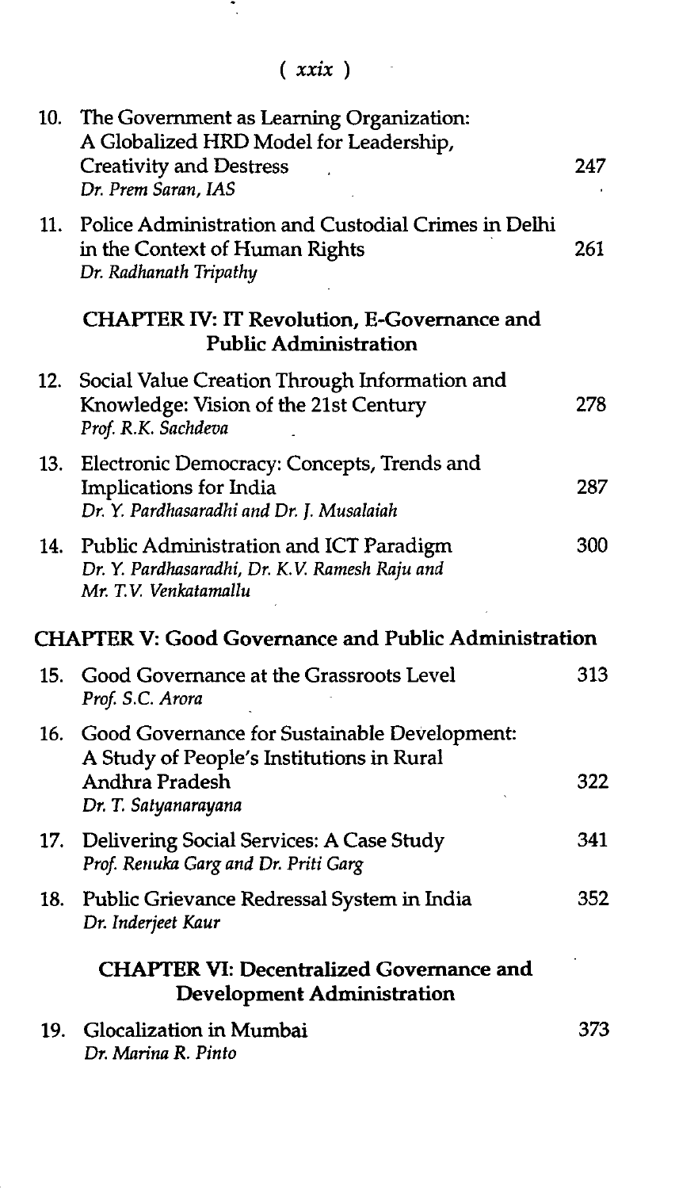10. The Government as Learning Organization: A Globalized HRD Model for Leadership, Creativity and Destress — 247
    *Dr. Prem Saran, IAS*

11. Police Administration and Custodial Crimes in Delhi in the Context of Human Rights — 261
    *Dr. Radhanath Tripathy*

## CHAPTER IV: IT Revolution, E-Governance and Public Administration

12. Social Value Creation Through Information and Knowledge: Vision of the 21st Century — 278
    *Prof. R.K. Sachdeva*

13. Electronic Democracy: Concepts, Trends and Implications for India — 287
    *Dr. Y. Pardhasaradhi and Dr. J. Musalaiah*

14. Public Administration and ICT Paradigm — 300
    *Dr. Y. Pardhasaradhi, Dr. K.V. Ramesh Raju and Mr. T.V. Venkatamallu*

## CHAPTER V: Good Governance and Public Administration

15. Good Governance at the Grassroots Level — 313
    *Prof. S.C. Arora*

16. Good Governance for Sustainable Development: A Study of People's Institutions in Rural Andhra Pradesh — 322
    *Dr. T. Satyanarayana*

17. Delivering Social Services: A Case Study — 341
    *Prof. Renuka Garg and Dr. Priti Garg*

18. Public Grievance Redressal System in India — 352
    *Dr. Inderjeet Kaur*

## CHAPTER VI: Decentralized Governance and Development Administration

19. Glocalization in Mumbai — 373
    *Dr. Marina R. Pinto*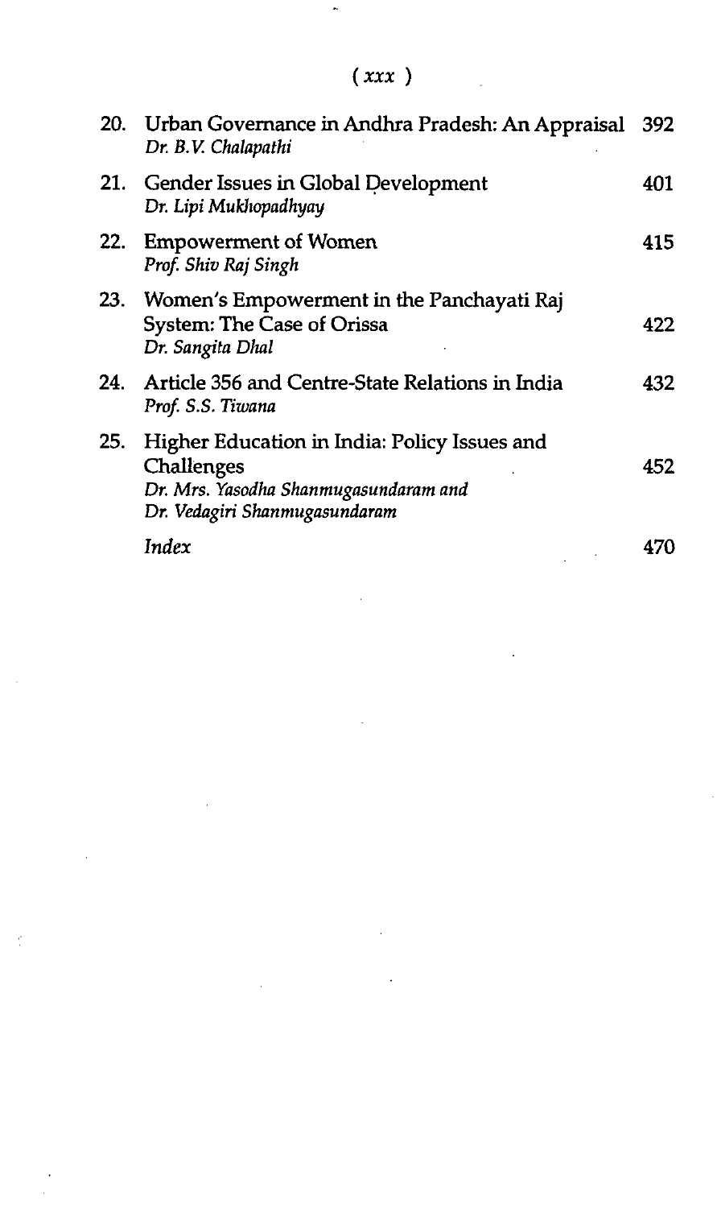| | | |
|---|---|---|
| 20. | Urban Governance in Andhra Pradesh: An Appraisal<br>*Dr. B.V. Chalapathi* | 392 |
| 21. | Gender Issues in Global Development<br>*Dr. Lipi Mukhopadhyay* | 401 |
| 22. | Empowerment of Women<br>*Prof. Shiv Raj Singh* | 415 |
| 23. | Women's Empowerment in the Panchayati Raj System: The Case of Orissa<br>*Dr. Sangita Dhal* | 422 |
| 24. | Article 356 and Centre-State Relations in India<br>*Prof. S.S. Tiwana* | 432 |
| 25. | Higher Education in India: Policy Issues and Challenges<br>*Dr. Mrs. Yasodha Shanmugasundaram and Dr. Vedagiri Shanmugasundaram* | 452 |
| | *Index* | 470 |